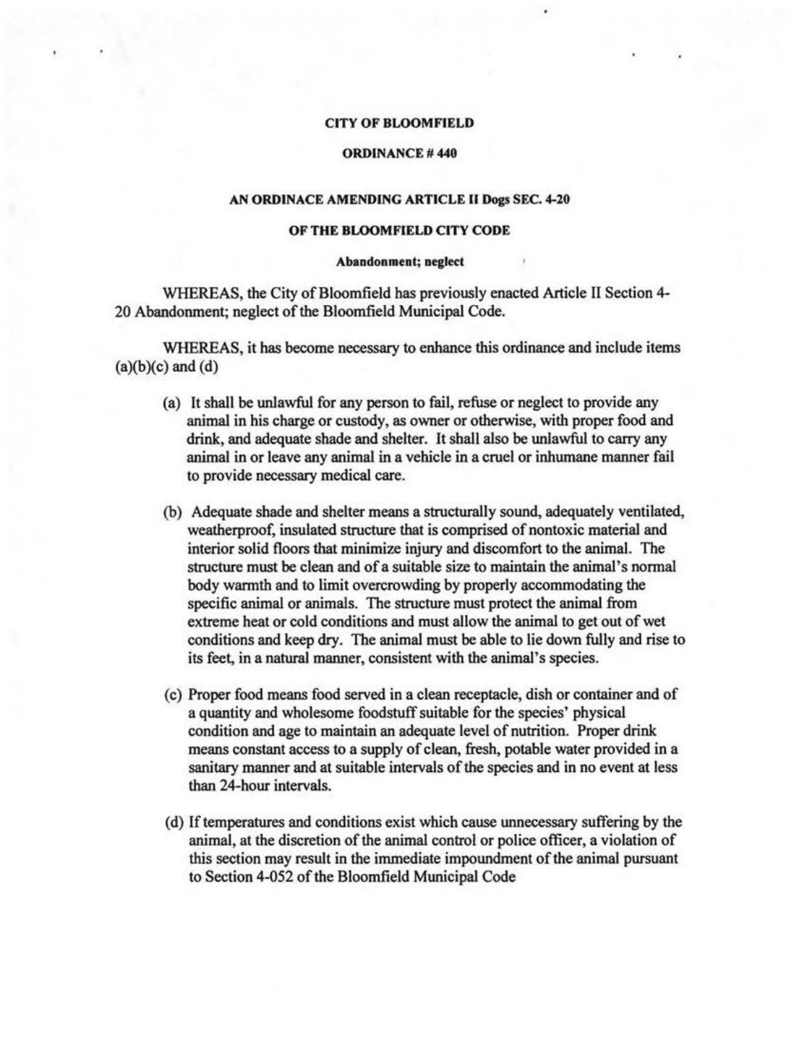**CITY OF BLOOMFIELD**

**ORDINANCE # 440**

**AN ORDINACE AMENDING ARTICLE II Dogs SEC. 4-20**

**OF THE BLOOMFIELD CITY CODE**

**Abandonment; neglect**

WHEREAS, the City of Bloomfield has previously enacted Article II Section 4-20 Abandonment; neglect of the Bloomfield Municipal Code.

WHEREAS, it has become necessary to enhance this ordinance and include items (a)(b)(c) and (d)

(a) It shall be unlawful for any person to fail, refuse or neglect to provide any animal in his charge or custody, as owner or otherwise, with proper food and drink, and adequate shade and shelter. It shall also be unlawful to carry any animal in or leave any animal in a vehicle in a cruel or inhumane manner fail to provide necessary medical care.

(b) Adequate shade and shelter means a structurally sound, adequately ventilated, weatherproof, insulated structure that is comprised of nontoxic material and interior solid floors that minimize injury and discomfort to the animal. The structure must be clean and of a suitable size to maintain the animal's normal body warmth and to limit overcrowding by properly accommodating the specific animal or animals. The structure must protect the animal from extreme heat or cold conditions and must allow the animal to get out of wet conditions and keep dry. The animal must be able to lie down fully and rise to its feet, in a natural manner, consistent with the animal's species.

(c) Proper food means food served in a clean receptacle, dish or container and of a quantity and wholesome foodstuff suitable for the species' physical condition and age to maintain an adequate level of nutrition. Proper drink means constant access to a supply of clean, fresh, potable water provided in a sanitary manner and at suitable intervals of the species and in no event at less than 24-hour intervals.

(d) If temperatures and conditions exist which cause unnecessary suffering by the animal, at the discretion of the animal control or police officer, a violation of this section may result in the immediate impoundment of the animal pursuant to Section 4-052 of the Bloomfield Municipal Code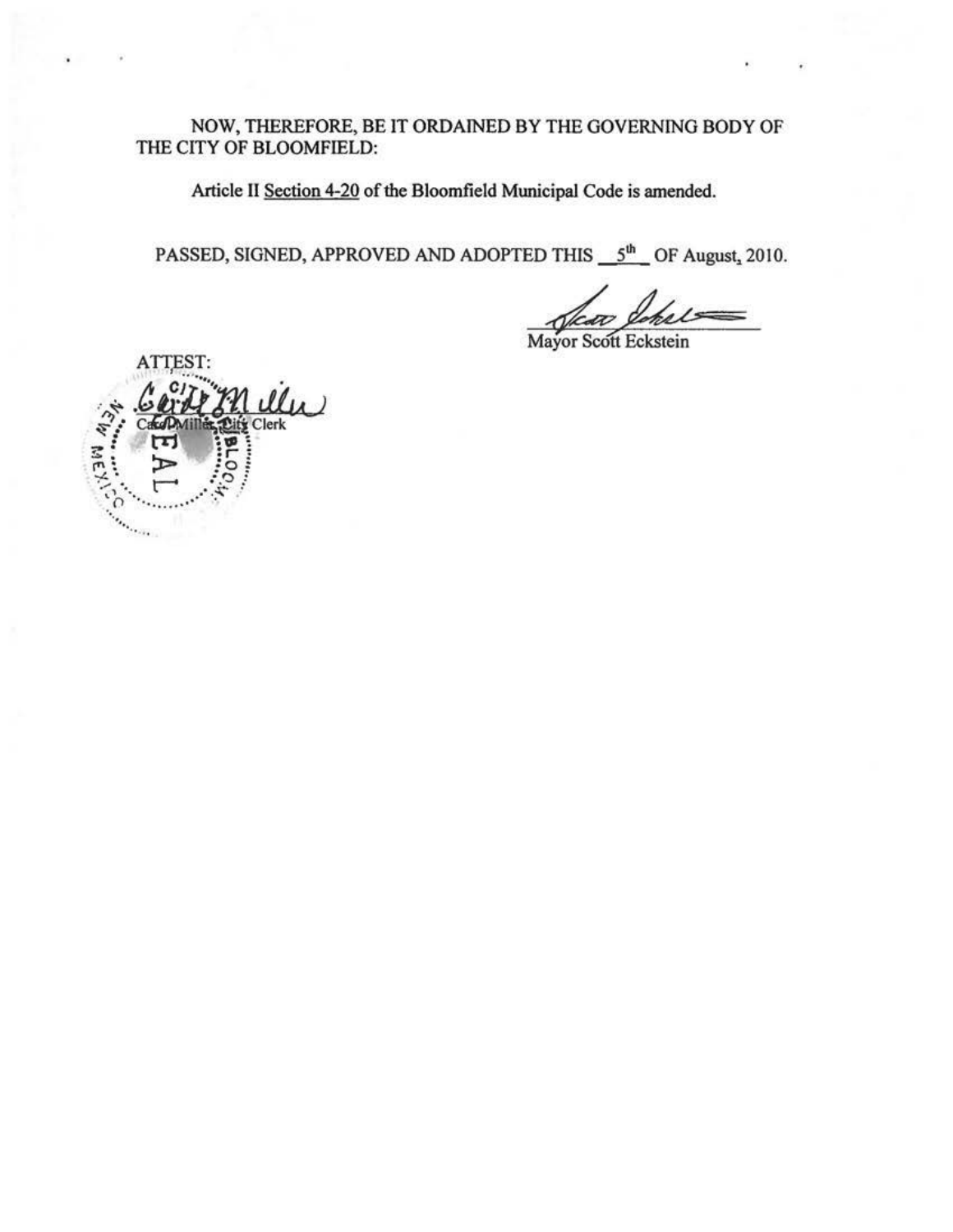NOW, THEREFORE, BE IT ORDAINED BY THE GOVERNING BODY OF THE CITY OF BLOOMFIELD:

Article II Section 4-20 of the Bloomfield Municipal Code is amended.

PASSED, SIGNED, APPROVED AND ADOPTED THIS 5th OF August, 2010.

Mayor Scott Eckstein

ATTEST:

Carol Miller, City Clerk